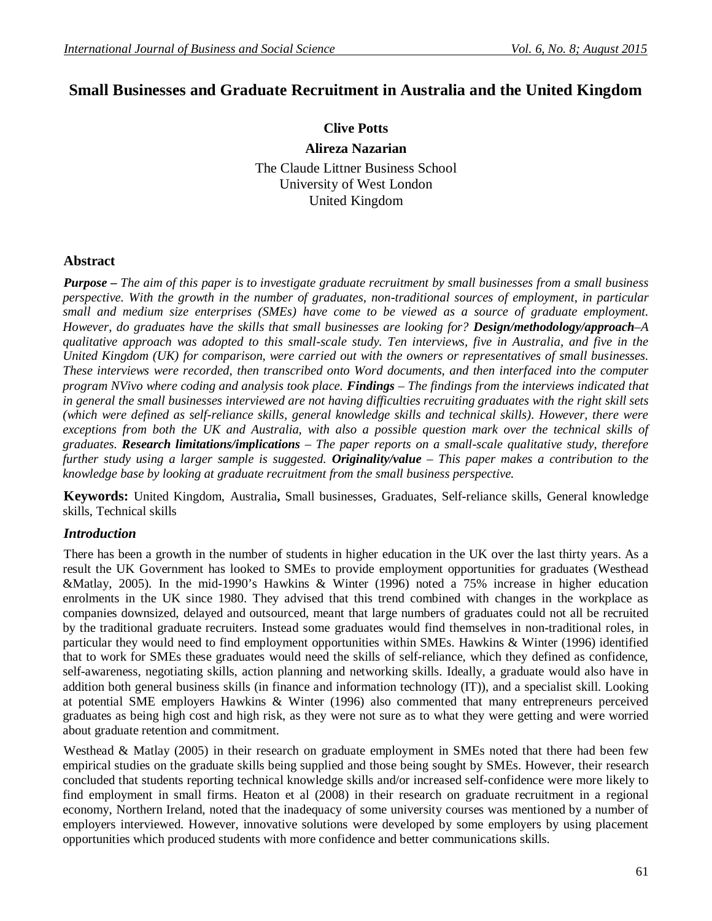# Small Businesses and Graduate Recruitment in Australia and the United Kingdom

**Clive Potts**

**Alireza Nazarian**

The Claude Littner Business School
University of West London
United Kingdom

## Abstract

***Purpose*** *– The aim of this paper is to investigate graduate recruitment by small businesses from a small business perspective. With the growth in the number of graduates, non-traditional sources of employment, in particular small and medium size enterprises (SMEs) have come to be viewed as a source of graduate employment. However, do graduates have the skills that small businesses are looking for?* ***Design/methodology/approach****–A qualitative approach was adopted to this small-scale study. Ten interviews, five in Australia, and five in the United Kingdom (UK) for comparison, were carried out with the owners or representatives of small businesses. These interviews were recorded, then transcribed onto Word documents, and then interfaced into the computer program NVivo where coding and analysis took place.* ***Findings*** *– The findings from the interviews indicated that in general the small businesses interviewed are not having difficulties recruiting graduates with the right skill sets (which were defined as self-reliance skills, general knowledge skills and technical skills). However, there were exceptions from both the UK and Australia, with also a possible question mark over the technical skills of graduates.* ***Research limitations/implications*** *– The paper reports on a small-scale qualitative study, therefore further study using a larger sample is suggested.* ***Originality/value*** *– This paper makes a contribution to the knowledge base by looking at graduate recruitment from the small business perspective.*

**Keywords:** United Kingdom, Australia**,** Small businesses, Graduates, Self-reliance skills, General knowledge skills, Technical skills

## *Introduction*

There has been a growth in the number of students in higher education in the UK over the last thirty years. As a result the UK Government has looked to SMEs to provide employment opportunities for graduates (Westhead &Matlay, 2005). In the mid-1990's Hawkins & Winter (1996) noted a 75% increase in higher education enrolments in the UK since 1980. They advised that this trend combined with changes in the workplace as companies downsized, delayed and outsourced, meant that large numbers of graduates could not all be recruited by the traditional graduate recruiters. Instead some graduates would find themselves in non-traditional roles, in particular they would need to find employment opportunities within SMEs. Hawkins & Winter (1996) identified that to work for SMEs these graduates would need the skills of self-reliance, which they defined as confidence, self-awareness, negotiating skills, action planning and networking skills. Ideally, a graduate would also have in addition both general business skills (in finance and information technology (IT)), and a specialist skill. Looking at potential SME employers Hawkins & Winter (1996) also commented that many entrepreneurs perceived graduates as being high cost and high risk, as they were not sure as to what they were getting and were worried about graduate retention and commitment.

Westhead & Matlay (2005) in their research on graduate employment in SMEs noted that there had been few empirical studies on the graduate skills being supplied and those being sought by SMEs. However, their research concluded that students reporting technical knowledge skills and/or increased self-confidence were more likely to find employment in small firms. Heaton et al (2008) in their research on graduate recruitment in a regional economy, Northern Ireland, noted that the inadequacy of some university courses was mentioned by a number of employers interviewed. However, innovative solutions were developed by some employers by using placement opportunities which produced students with more confidence and better communications skills.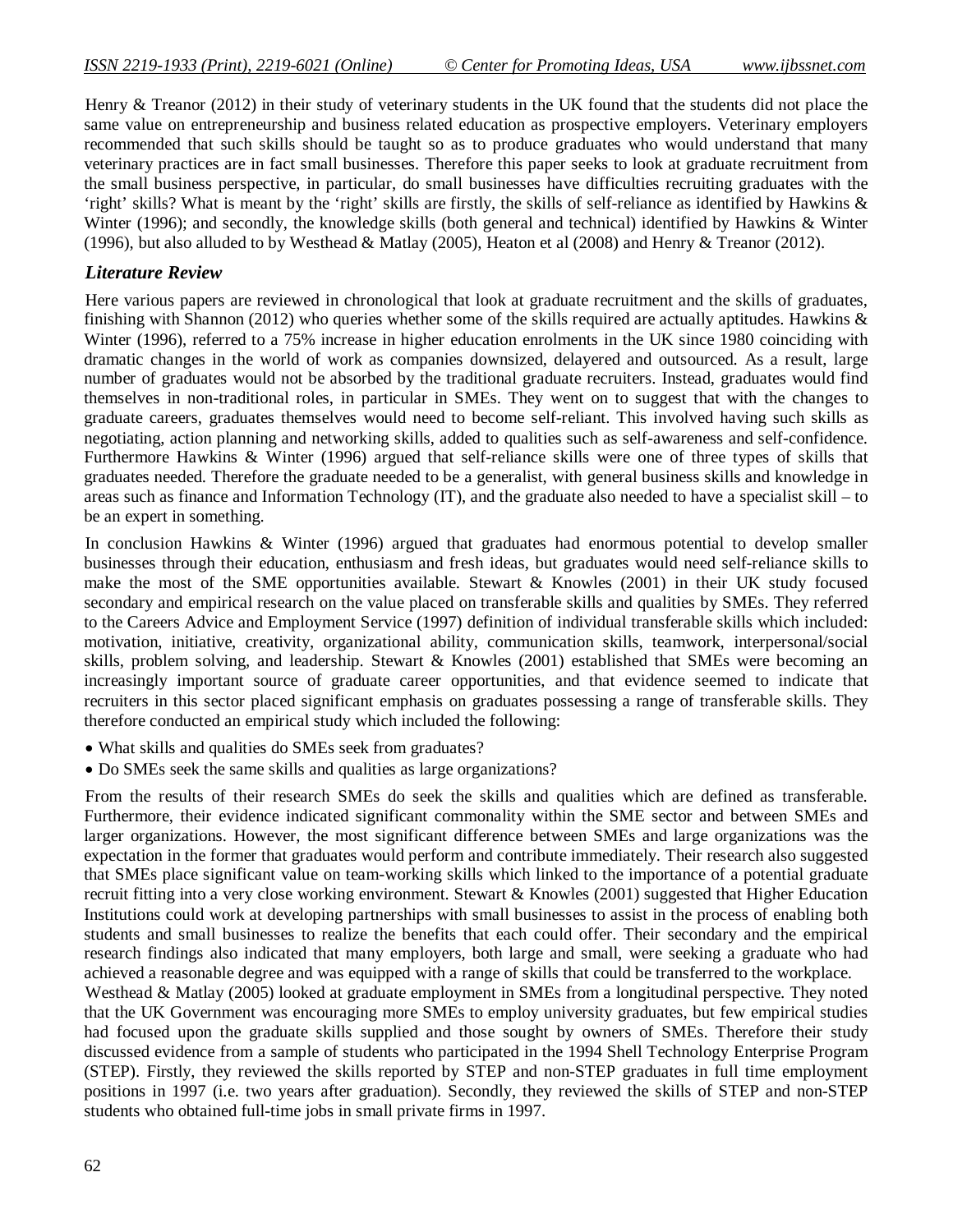Henry & Treanor (2012) in their study of veterinary students in the UK found that the students did not place the same value on entrepreneurship and business related education as prospective employers. Veterinary employers recommended that such skills should be taught so as to produce graduates who would understand that many veterinary practices are in fact small businesses. Therefore this paper seeks to look at graduate recruitment from the small business perspective, in particular, do small businesses have difficulties recruiting graduates with the 'right' skills? What is meant by the 'right' skills are firstly, the skills of self-reliance as identified by Hawkins & Winter (1996); and secondly, the knowledge skills (both general and technical) identified by Hawkins & Winter (1996), but also alluded to by Westhead & Matlay (2005), Heaton et al (2008) and Henry & Treanor (2012).

## *Literature Review*

Here various papers are reviewed in chronological that look at graduate recruitment and the skills of graduates, finishing with Shannon (2012) who queries whether some of the skills required are actually aptitudes. Hawkins & Winter (1996), referred to a 75% increase in higher education enrolments in the UK since 1980 coinciding with dramatic changes in the world of work as companies downsized, delayered and outsourced. As a result, large number of graduates would not be absorbed by the traditional graduate recruiters. Instead, graduates would find themselves in non-traditional roles, in particular in SMEs. They went on to suggest that with the changes to graduate careers, graduates themselves would need to become self-reliant. This involved having such skills as negotiating, action planning and networking skills, added to qualities such as self-awareness and self-confidence. Furthermore Hawkins & Winter (1996) argued that self-reliance skills were one of three types of skills that graduates needed. Therefore the graduate needed to be a generalist, with general business skills and knowledge in areas such as finance and Information Technology (IT), and the graduate also needed to have a specialist skill – to be an expert in something.

In conclusion Hawkins & Winter (1996) argued that graduates had enormous potential to develop smaller businesses through their education, enthusiasm and fresh ideas, but graduates would need self-reliance skills to make the most of the SME opportunities available. Stewart & Knowles (2001) in their UK study focused secondary and empirical research on the value placed on transferable skills and qualities by SMEs. They referred to the Careers Advice and Employment Service (1997) definition of individual transferable skills which included: motivation, initiative, creativity, organizational ability, communication skills, teamwork, interpersonal/social skills, problem solving, and leadership. Stewart & Knowles (2001) established that SMEs were becoming an increasingly important source of graduate career opportunities, and that evidence seemed to indicate that recruiters in this sector placed significant emphasis on graduates possessing a range of transferable skills. They therefore conducted an empirical study which included the following:

- What skills and qualities do SMEs seek from graduates?
- Do SMEs seek the same skills and qualities as large organizations?

From the results of their research SMEs do seek the skills and qualities which are defined as transferable. Furthermore, their evidence indicated significant commonality within the SME sector and between SMEs and larger organizations. However, the most significant difference between SMEs and large organizations was the expectation in the former that graduates would perform and contribute immediately. Their research also suggested that SMEs place significant value on team-working skills which linked to the importance of a potential graduate recruit fitting into a very close working environment. Stewart & Knowles (2001) suggested that Higher Education Institutions could work at developing partnerships with small businesses to assist in the process of enabling both students and small businesses to realize the benefits that each could offer. Their secondary and the empirical research findings also indicated that many employers, both large and small, were seeking a graduate who had achieved a reasonable degree and was equipped with a range of skills that could be transferred to the workplace.

Westhead & Matlay (2005) looked at graduate employment in SMEs from a longitudinal perspective. They noted that the UK Government was encouraging more SMEs to employ university graduates, but few empirical studies had focused upon the graduate skills supplied and those sought by owners of SMEs. Therefore their study discussed evidence from a sample of students who participated in the 1994 Shell Technology Enterprise Program (STEP). Firstly, they reviewed the skills reported by STEP and non-STEP graduates in full time employment positions in 1997 (i.e. two years after graduation). Secondly, they reviewed the skills of STEP and non-STEP students who obtained full-time jobs in small private firms in 1997.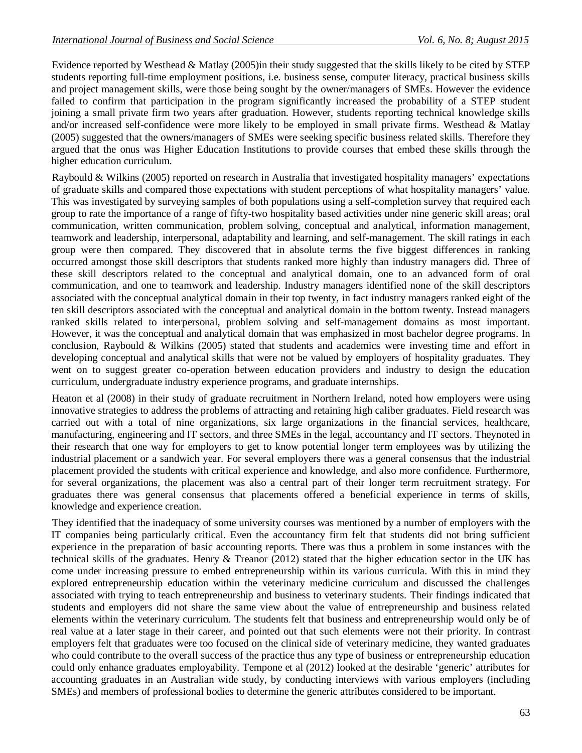Evidence reported by Westhead & Matlay (2005)in their study suggested that the skills likely to be cited by STEP students reporting full-time employment positions, i.e. business sense, computer literacy, practical business skills and project management skills, were those being sought by the owner/managers of SMEs. However the evidence failed to confirm that participation in the program significantly increased the probability of a STEP student joining a small private firm two years after graduation. However, students reporting technical knowledge skills and/or increased self-confidence were more likely to be employed in small private firms. Westhead & Matlay (2005) suggested that the owners/managers of SMEs were seeking specific business related skills. Therefore they argued that the onus was Higher Education Institutions to provide courses that embed these skills through the higher education curriculum.

Raybould & Wilkins (2005) reported on research in Australia that investigated hospitality managers' expectations of graduate skills and compared those expectations with student perceptions of what hospitality managers' value. This was investigated by surveying samples of both populations using a self-completion survey that required each group to rate the importance of a range of fifty-two hospitality based activities under nine generic skill areas; oral communication, written communication, problem solving, conceptual and analytical, information management, teamwork and leadership, interpersonal, adaptability and learning, and self-management. The skill ratings in each group were then compared. They discovered that in absolute terms the five biggest differences in ranking occurred amongst those skill descriptors that students ranked more highly than industry managers did. Three of these skill descriptors related to the conceptual and analytical domain, one to an advanced form of oral communication, and one to teamwork and leadership. Industry managers identified none of the skill descriptors associated with the conceptual analytical domain in their top twenty, in fact industry managers ranked eight of the ten skill descriptors associated with the conceptual and analytical domain in the bottom twenty. Instead managers ranked skills related to interpersonal, problem solving and self-management domains as most important. However, it was the conceptual and analytical domain that was emphasized in most bachelor degree programs. In conclusion, Raybould & Wilkins (2005) stated that students and academics were investing time and effort in developing conceptual and analytical skills that were not be valued by employers of hospitality graduates. They went on to suggest greater co-operation between education providers and industry to design the education curriculum, undergraduate industry experience programs, and graduate internships.

Heaton et al (2008) in their study of graduate recruitment in Northern Ireland, noted how employers were using innovative strategies to address the problems of attracting and retaining high caliber graduates. Field research was carried out with a total of nine organizations, six large organizations in the financial services, healthcare, manufacturing, engineering and IT sectors, and three SMEs in the legal, accountancy and IT sectors. Theynoted in their research that one way for employers to get to know potential longer term employees was by utilizing the industrial placement or a sandwich year. For several employers there was a general consensus that the industrial placement provided the students with critical experience and knowledge, and also more confidence. Furthermore, for several organizations, the placement was also a central part of their longer term recruitment strategy. For graduates there was general consensus that placements offered a beneficial experience in terms of skills, knowledge and experience creation.

They identified that the inadequacy of some university courses was mentioned by a number of employers with the IT companies being particularly critical. Even the accountancy firm felt that students did not bring sufficient experience in the preparation of basic accounting reports. There was thus a problem in some instances with the technical skills of the graduates. Henry & Treanor (2012) stated that the higher education sector in the UK has come under increasing pressure to embed entrepreneurship within its various curricula. With this in mind they explored entrepreneurship education within the veterinary medicine curriculum and discussed the challenges associated with trying to teach entrepreneurship and business to veterinary students. Their findings indicated that students and employers did not share the same view about the value of entrepreneurship and business related elements within the veterinary curriculum. The students felt that business and entrepreneurship would only be of real value at a later stage in their career, and pointed out that such elements were not their priority. In contrast employers felt that graduates were too focused on the clinical side of veterinary medicine, they wanted graduates who could contribute to the overall success of the practice thus any type of business or entrepreneurship education could only enhance graduates employability. Tempone et al (2012) looked at the desirable 'generic' attributes for accounting graduates in an Australian wide study, by conducting interviews with various employers (including SMEs) and members of professional bodies to determine the generic attributes considered to be important.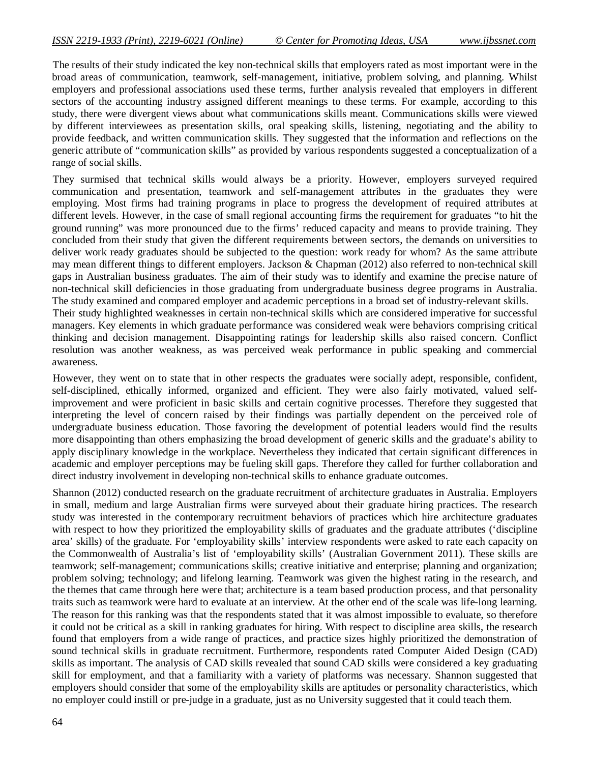The results of their study indicated the key non-technical skills that employers rated as most important were in the broad areas of communication, teamwork, self-management, initiative, problem solving, and planning. Whilst employers and professional associations used these terms, further analysis revealed that employers in different sectors of the accounting industry assigned different meanings to these terms. For example, according to this study, there were divergent views about what communications skills meant. Communications skills were viewed by different interviewees as presentation skills, oral speaking skills, listening, negotiating and the ability to provide feedback, and written communication skills. They suggested that the information and reflections on the generic attribute of "communication skills" as provided by various respondents suggested a conceptualization of a range of social skills.

They surmised that technical skills would always be a priority. However, employers surveyed required communication and presentation, teamwork and self-management attributes in the graduates they were employing. Most firms had training programs in place to progress the development of required attributes at different levels. However, in the case of small regional accounting firms the requirement for graduates "to hit the ground running" was more pronounced due to the firms' reduced capacity and means to provide training. They concluded from their study that given the different requirements between sectors, the demands on universities to deliver work ready graduates should be subjected to the question: work ready for whom? As the same attribute may mean different things to different employers. Jackson & Chapman (2012) also referred to non-technical skill gaps in Australian business graduates. The aim of their study was to identify and examine the precise nature of non-technical skill deficiencies in those graduating from undergraduate business degree programs in Australia. The study examined and compared employer and academic perceptions in a broad set of industry-relevant skills.

Their study highlighted weaknesses in certain non-technical skills which are considered imperative for successful managers. Key elements in which graduate performance was considered weak were behaviors comprising critical thinking and decision management. Disappointing ratings for leadership skills also raised concern. Conflict resolution was another weakness, as was perceived weak performance in public speaking and commercial awareness.

However, they went on to state that in other respects the graduates were socially adept, responsible, confident, self-disciplined, ethically informed, organized and efficient. They were also fairly motivated, valued self-improvement and were proficient in basic skills and certain cognitive processes. Therefore they suggested that interpreting the level of concern raised by their findings was partially dependent on the perceived role of undergraduate business education. Those favoring the development of potential leaders would find the results more disappointing than others emphasizing the broad development of generic skills and the graduate's ability to apply disciplinary knowledge in the workplace. Nevertheless they indicated that certain significant differences in academic and employer perceptions may be fueling skill gaps. Therefore they called for further collaboration and direct industry involvement in developing non-technical skills to enhance graduate outcomes.

Shannon (2012) conducted research on the graduate recruitment of architecture graduates in Australia. Employers in small, medium and large Australian firms were surveyed about their graduate hiring practices. The research study was interested in the contemporary recruitment behaviors of practices which hire architecture graduates with respect to how they prioritized the employability skills of graduates and the graduate attributes ('discipline area' skills) of the graduate. For 'employability skills' interview respondents were asked to rate each capacity on the Commonwealth of Australia's list of 'employability skills' (Australian Government 2011). These skills are teamwork; self-management; communications skills; creative initiative and enterprise; planning and organization; problem solving; technology; and lifelong learning. Teamwork was given the highest rating in the research, and the themes that came through here were that; architecture is a team based production process, and that personality traits such as teamwork were hard to evaluate at an interview. At the other end of the scale was life-long learning. The reason for this ranking was that the respondents stated that it was almost impossible to evaluate, so therefore it could not be critical as a skill in ranking graduates for hiring. With respect to discipline area skills, the research found that employers from a wide range of practices, and practice sizes highly prioritized the demonstration of sound technical skills in graduate recruitment. Furthermore, respondents rated Computer Aided Design (CAD) skills as important. The analysis of CAD skills revealed that sound CAD skills were considered a key graduating skill for employment, and that a familiarity with a variety of platforms was necessary. Shannon suggested that employers should consider that some of the employability skills are aptitudes or personality characteristics, which no employer could instill or pre-judge in a graduate, just as no University suggested that it could teach them.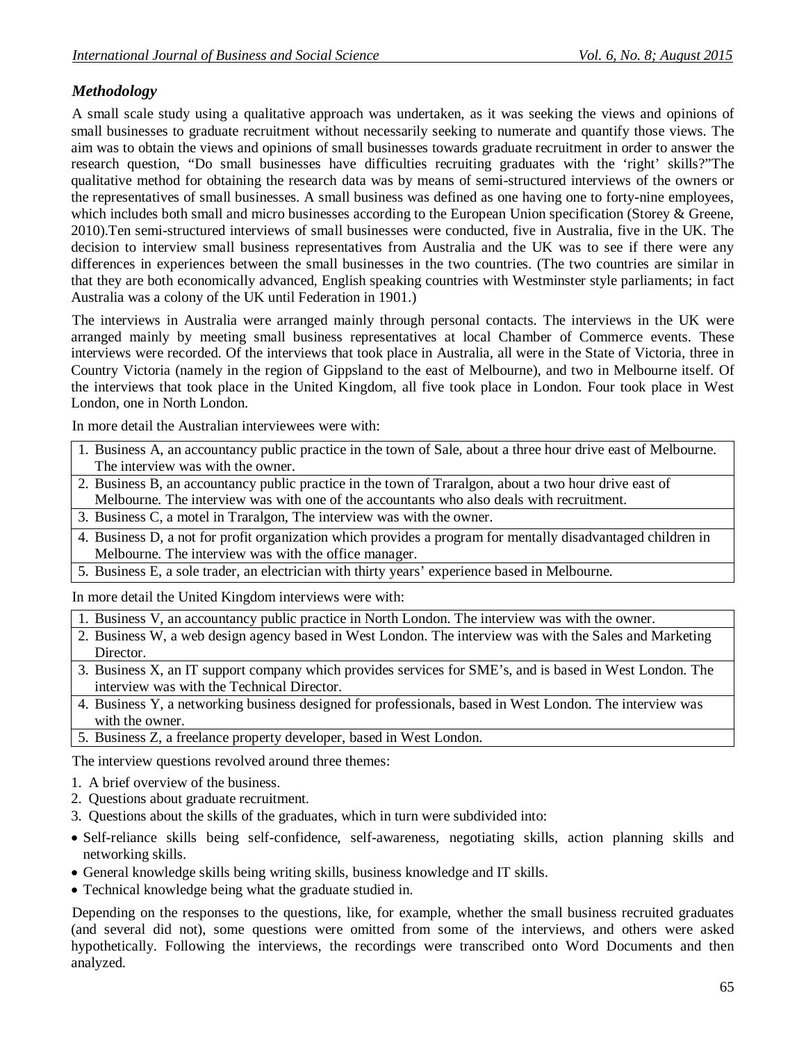### *Methodology*

A small scale study using a qualitative approach was undertaken, as it was seeking the views and opinions of small businesses to graduate recruitment without necessarily seeking to numerate and quantify those views. The aim was to obtain the views and opinions of small businesses towards graduate recruitment in order to answer the research question, "Do small businesses have difficulties recruiting graduates with the 'right' skills?"The qualitative method for obtaining the research data was by means of semi-structured interviews of the owners or the representatives of small businesses. A small business was defined as one having one to forty-nine employees, which includes both small and micro businesses according to the European Union specification (Storey & Greene, 2010).Ten semi-structured interviews of small businesses were conducted, five in Australia, five in the UK. The decision to interview small business representatives from Australia and the UK was to see if there were any differences in experiences between the small businesses in the two countries. (The two countries are similar in that they are both economically advanced, English speaking countries with Westminster style parliaments; in fact Australia was a colony of the UK until Federation in 1901.)

The interviews in Australia were arranged mainly through personal contacts. The interviews in the UK were arranged mainly by meeting small business representatives at local Chamber of Commerce events. These interviews were recorded. Of the interviews that took place in Australia, all were in the State of Victoria, three in Country Victoria (namely in the region of Gippsland to the east of Melbourne), and two in Melbourne itself. Of the interviews that took place in the United Kingdom, all five took place in London. Four took place in West London, one in North London.

In more detail the Australian interviewees were with:

| |
|---|
| 1. Business A, an accountancy public practice in the town of Sale, about a three hour drive east of Melbourne. The interview was with the owner. |
| 2. Business B, an accountancy public practice in the town of Traralgon, about a two hour drive east of Melbourne. The interview was with one of the accountants who also deals with recruitment. |
| 3. Business C, a motel in Traralgon, The interview was with the owner. |
| 4. Business D, a not for profit organization which provides a program for mentally disadvantaged children in Melbourne. The interview was with the office manager. |
| 5. Business E, a sole trader, an electrician with thirty years' experience based in Melbourne. |

In more detail the United Kingdom interviews were with:

| |
|---|
| 1. Business V, an accountancy public practice in North London. The interview was with the owner. |
| 2. Business W, a web design agency based in West London. The interview was with the Sales and Marketing Director. |
| 3. Business X, an IT support company which provides services for SME's, and is based in West London. The interview was with the Technical Director. |
| 4. Business Y, a networking business designed for professionals, based in West London. The interview was with the owner. |
| 5. Business Z, a freelance property developer, based in West London. |

The interview questions revolved around three themes:

1. A brief overview of the business.
2. Questions about graduate recruitment.
3. Questions about the skills of the graduates, which in turn were subdivided into:

- Self-reliance skills being self-confidence, self-awareness, negotiating skills, action planning skills and networking skills.
- General knowledge skills being writing skills, business knowledge and IT skills.
- Technical knowledge being what the graduate studied in.

Depending on the responses to the questions, like, for example, whether the small business recruited graduates (and several did not), some questions were omitted from some of the interviews, and others were asked hypothetically. Following the interviews, the recordings were transcribed onto Word Documents and then analyzed.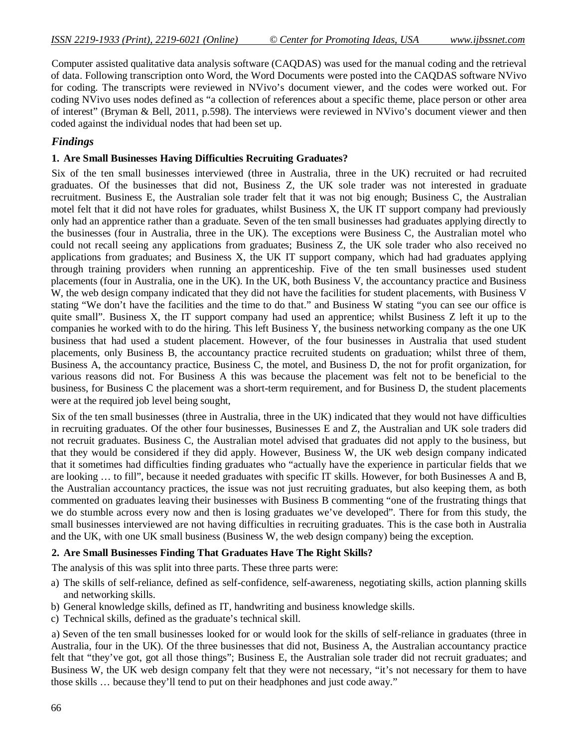Computer assisted qualitative data analysis software (CAQDAS) was used for the manual coding and the retrieval of data. Following transcription onto Word, the Word Documents were posted into the CAQDAS software NVivo for coding. The transcripts were reviewed in NVivo's document viewer, and the codes were worked out. For coding NVivo uses nodes defined as "a collection of references about a specific theme, place person or other area of interest" (Bryman & Bell, 2011, p.598). The interviews were reviewed in NVivo's document viewer and then coded against the individual nodes that had been set up.

## *Findings*

### 1. Are Small Businesses Having Difficulties Recruiting Graduates?

Six of the ten small businesses interviewed (three in Australia, three in the UK) recruited or had recruited graduates. Of the businesses that did not, Business Z, the UK sole trader was not interested in graduate recruitment. Business E, the Australian sole trader felt that it was not big enough; Business C, the Australian motel felt that it did not have roles for graduates, whilst Business X, the UK IT support company had previously only had an apprentice rather than a graduate. Seven of the ten small businesses had graduates applying directly to the businesses (four in Australia, three in the UK). The exceptions were Business C, the Australian motel who could not recall seeing any applications from graduates; Business Z, the UK sole trader who also received no applications from graduates; and Business X, the UK IT support company, which had had graduates applying through training providers when running an apprenticeship. Five of the ten small businesses used student placements (four in Australia, one in the UK). In the UK, both Business V, the accountancy practice and Business W, the web design company indicated that they did not have the facilities for student placements, with Business V stating "We don't have the facilities and the time to do that." and Business W stating "you can see our office is quite small". Business X, the IT support company had used an apprentice; whilst Business Z left it up to the companies he worked with to do the hiring. This left Business Y, the business networking company as the one UK business that had used a student placement. However, of the four businesses in Australia that used student placements, only Business B, the accountancy practice recruited students on graduation; whilst three of them, Business A, the accountancy practice, Business C, the motel, and Business D, the not for profit organization, for various reasons did not. For Business A this was because the placement was felt not to be beneficial to the business, for Business C the placement was a short-term requirement, and for Business D, the student placements were at the required job level being sought,

Six of the ten small businesses (three in Australia, three in the UK) indicated that they would not have difficulties in recruiting graduates. Of the other four businesses, Businesses E and Z, the Australian and UK sole traders did not recruit graduates. Business C, the Australian motel advised that graduates did not apply to the business, but that they would be considered if they did apply. However, Business W, the UK web design company indicated that it sometimes had difficulties finding graduates who "actually have the experience in particular fields that we are looking … to fill", because it needed graduates with specific IT skills. However, for both Businesses A and B, the Australian accountancy practices, the issue was not just recruiting graduates, but also keeping them, as both commented on graduates leaving their businesses with Business B commenting "one of the frustrating things that we do stumble across every now and then is losing graduates we've developed". There for from this study, the small businesses interviewed are not having difficulties in recruiting graduates. This is the case both in Australia and the UK, with one UK small business (Business W, the web design company) being the exception.

### 2. Are Small Businesses Finding That Graduates Have The Right Skills?

The analysis of this was split into three parts. These three parts were:

a) The skills of self-reliance, defined as self-confidence, self-awareness, negotiating skills, action planning skills and networking skills.
b) General knowledge skills, defined as IT, handwriting and business knowledge skills.
c) Technical skills, defined as the graduate's technical skill.

a) Seven of the ten small businesses looked for or would look for the skills of self-reliance in graduates (three in Australia, four in the UK). Of the three businesses that did not, Business A, the Australian accountancy practice felt that "they've got, got all those things"; Business E, the Australian sole trader did not recruit graduates; and Business W, the UK web design company felt that they were not necessary, "it's not necessary for them to have those skills … because they'll tend to put on their headphones and just code away."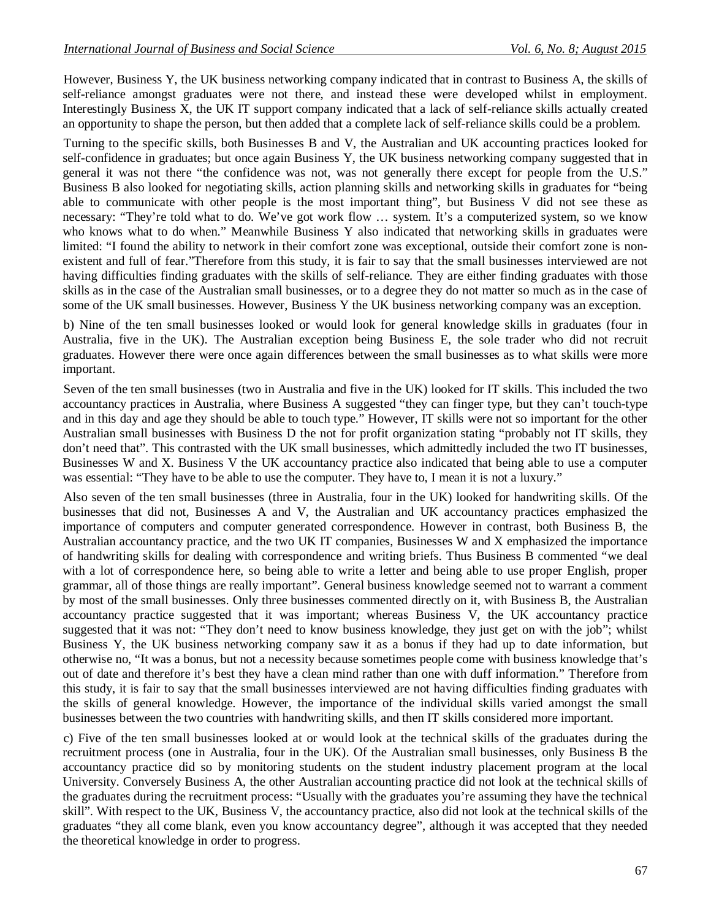However, Business Y, the UK business networking company indicated that in contrast to Business A, the skills of self-reliance amongst graduates were not there, and instead these were developed whilst in employment. Interestingly Business X, the UK IT support company indicated that a lack of self-reliance skills actually created an opportunity to shape the person, but then added that a complete lack of self-reliance skills could be a problem.

Turning to the specific skills, both Businesses B and V, the Australian and UK accounting practices looked for self-confidence in graduates; but once again Business Y, the UK business networking company suggested that in general it was not there "the confidence was not, was not generally there except for people from the U.S." Business B also looked for negotiating skills, action planning skills and networking skills in graduates for "being able to communicate with other people is the most important thing", but Business V did not see these as necessary: "They're told what to do. We've got work flow … system. It's a computerized system, so we know who knows what to do when." Meanwhile Business Y also indicated that networking skills in graduates were limited: "I found the ability to network in their comfort zone was exceptional, outside their comfort zone is non-existent and full of fear."Therefore from this study, it is fair to say that the small businesses interviewed are not having difficulties finding graduates with the skills of self-reliance. They are either finding graduates with those skills as in the case of the Australian small businesses, or to a degree they do not matter so much as in the case of some of the UK small businesses. However, Business Y the UK business networking company was an exception.

b) Nine of the ten small businesses looked or would look for general knowledge skills in graduates (four in Australia, five in the UK). The Australian exception being Business E, the sole trader who did not recruit graduates. However there were once again differences between the small businesses as to what skills were more important.

Seven of the ten small businesses (two in Australia and five in the UK) looked for IT skills. This included the two accountancy practices in Australia, where Business A suggested "they can finger type, but they can't touch-type and in this day and age they should be able to touch type." However, IT skills were not so important for the other Australian small businesses with Business D the not for profit organization stating "probably not IT skills, they don't need that". This contrasted with the UK small businesses, which admittedly included the two IT businesses, Businesses W and X. Business V the UK accountancy practice also indicated that being able to use a computer was essential: "They have to be able to use the computer. They have to, I mean it is not a luxury."

Also seven of the ten small businesses (three in Australia, four in the UK) looked for handwriting skills. Of the businesses that did not, Businesses A and V, the Australian and UK accountancy practices emphasized the importance of computers and computer generated correspondence. However in contrast, both Business B, the Australian accountancy practice, and the two UK IT companies, Businesses W and X emphasized the importance of handwriting skills for dealing with correspondence and writing briefs. Thus Business B commented "we deal with a lot of correspondence here, so being able to write a letter and being able to use proper English, proper grammar, all of those things are really important". General business knowledge seemed not to warrant a comment by most of the small businesses. Only three businesses commented directly on it, with Business B, the Australian accountancy practice suggested that it was important; whereas Business V, the UK accountancy practice suggested that it was not: "They don't need to know business knowledge, they just get on with the job"; whilst Business Y, the UK business networking company saw it as a bonus if they had up to date information, but otherwise no, "It was a bonus, but not a necessity because sometimes people come with business knowledge that's out of date and therefore it's best they have a clean mind rather than one with duff information." Therefore from this study, it is fair to say that the small businesses interviewed are not having difficulties finding graduates with the skills of general knowledge. However, the importance of the individual skills varied amongst the small businesses between the two countries with handwriting skills, and then IT skills considered more important.

c) Five of the ten small businesses looked at or would look at the technical skills of the graduates during the recruitment process (one in Australia, four in the UK). Of the Australian small businesses, only Business B the accountancy practice did so by monitoring students on the student industry placement program at the local University. Conversely Business A, the other Australian accounting practice did not look at the technical skills of the graduates during the recruitment process: "Usually with the graduates you're assuming they have the technical skill". With respect to the UK, Business V, the accountancy practice, also did not look at the technical skills of the graduates "they all come blank, even you know accountancy degree", although it was accepted that they needed the theoretical knowledge in order to progress.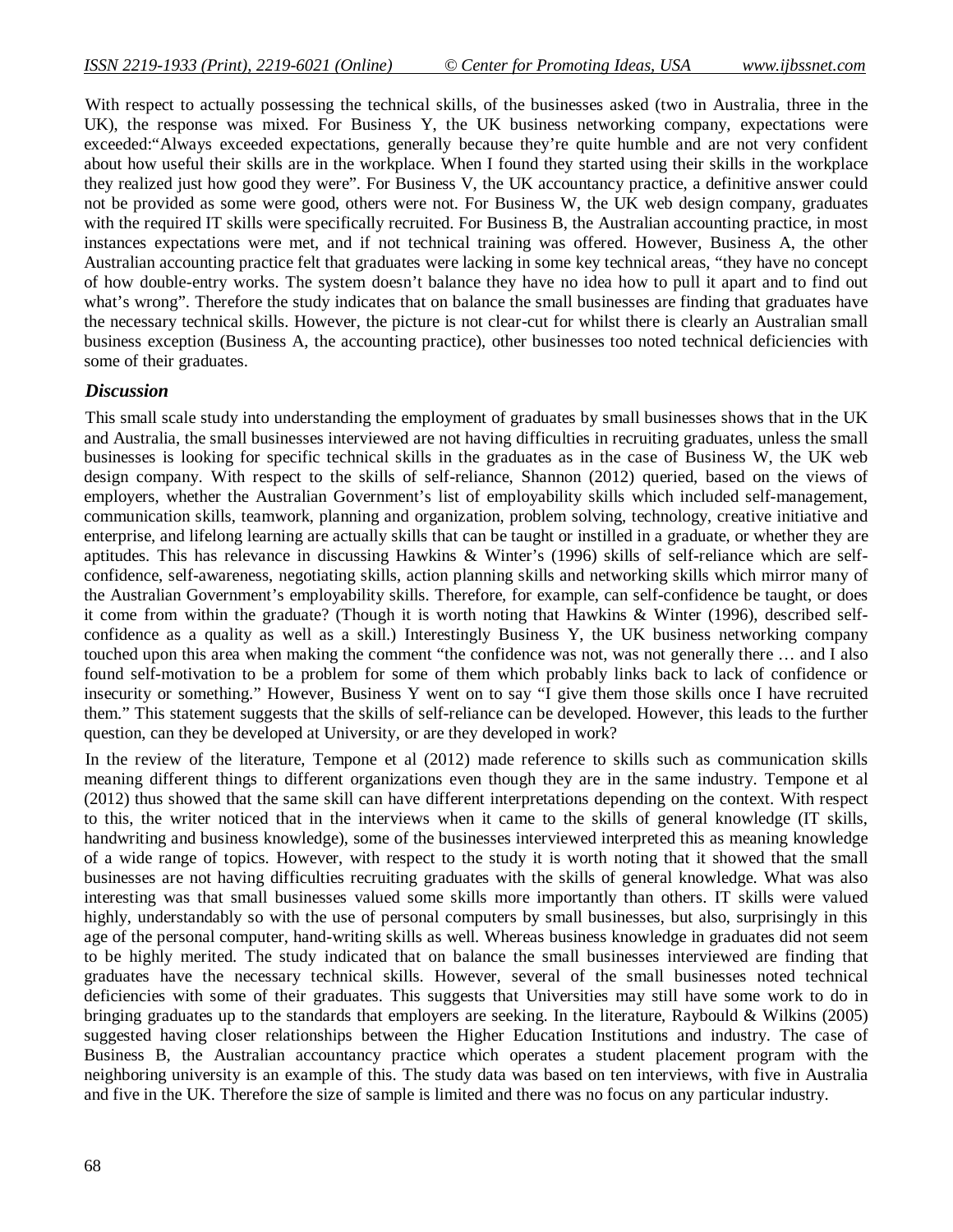With respect to actually possessing the technical skills, of the businesses asked (two in Australia, three in the UK), the response was mixed. For Business Y, the UK business networking company, expectations were exceeded:"Always exceeded expectations, generally because they're quite humble and are not very confident about how useful their skills are in the workplace. When I found they started using their skills in the workplace they realized just how good they were". For Business V, the UK accountancy practice, a definitive answer could not be provided as some were good, others were not. For Business W, the UK web design company, graduates with the required IT skills were specifically recruited. For Business B, the Australian accounting practice, in most instances expectations were met, and if not technical training was offered. However, Business A, the other Australian accounting practice felt that graduates were lacking in some key technical areas, "they have no concept of how double-entry works. The system doesn't balance they have no idea how to pull it apart and to find out what's wrong". Therefore the study indicates that on balance the small businesses are finding that graduates have the necessary technical skills. However, the picture is not clear-cut for whilst there is clearly an Australian small business exception (Business A, the accounting practice), other businesses too noted technical deficiencies with some of their graduates.

### *Discussion*

This small scale study into understanding the employment of graduates by small businesses shows that in the UK and Australia, the small businesses interviewed are not having difficulties in recruiting graduates, unless the small businesses is looking for specific technical skills in the graduates as in the case of Business W, the UK web design company. With respect to the skills of self-reliance, Shannon (2012) queried, based on the views of employers, whether the Australian Government's list of employability skills which included self-management, communication skills, teamwork, planning and organization, problem solving, technology, creative initiative and enterprise, and lifelong learning are actually skills that can be taught or instilled in a graduate, or whether they are aptitudes. This has relevance in discussing Hawkins & Winter's (1996) skills of self-reliance which are self-confidence, self-awareness, negotiating skills, action planning skills and networking skills which mirror many of the Australian Government's employability skills. Therefore, for example, can self-confidence be taught, or does it come from within the graduate? (Though it is worth noting that Hawkins & Winter (1996), described self-confidence as a quality as well as a skill.) Interestingly Business Y, the UK business networking company touched upon this area when making the comment "the confidence was not, was not generally there … and I also found self-motivation to be a problem for some of them which probably links back to lack of confidence or insecurity or something." However, Business Y went on to say "I give them those skills once I have recruited them." This statement suggests that the skills of self-reliance can be developed. However, this leads to the further question, can they be developed at University, or are they developed in work?

In the review of the literature, Tempone et al (2012) made reference to skills such as communication skills meaning different things to different organizations even though they are in the same industry. Tempone et al (2012) thus showed that the same skill can have different interpretations depending on the context. With respect to this, the writer noticed that in the interviews when it came to the skills of general knowledge (IT skills, handwriting and business knowledge), some of the businesses interviewed interpreted this as meaning knowledge of a wide range of topics. However, with respect to the study it is worth noting that it showed that the small businesses are not having difficulties recruiting graduates with the skills of general knowledge. What was also interesting was that small businesses valued some skills more importantly than others. IT skills were valued highly, understandably so with the use of personal computers by small businesses, but also, surprisingly in this age of the personal computer, hand-writing skills as well. Whereas business knowledge in graduates did not seem to be highly merited. The study indicated that on balance the small businesses interviewed are finding that graduates have the necessary technical skills. However, several of the small businesses noted technical deficiencies with some of their graduates. This suggests that Universities may still have some work to do in bringing graduates up to the standards that employers are seeking. In the literature, Raybould & Wilkins (2005) suggested having closer relationships between the Higher Education Institutions and industry. The case of Business B, the Australian accountancy practice which operates a student placement program with the neighboring university is an example of this. The study data was based on ten interviews, with five in Australia and five in the UK. Therefore the size of sample is limited and there was no focus on any particular industry.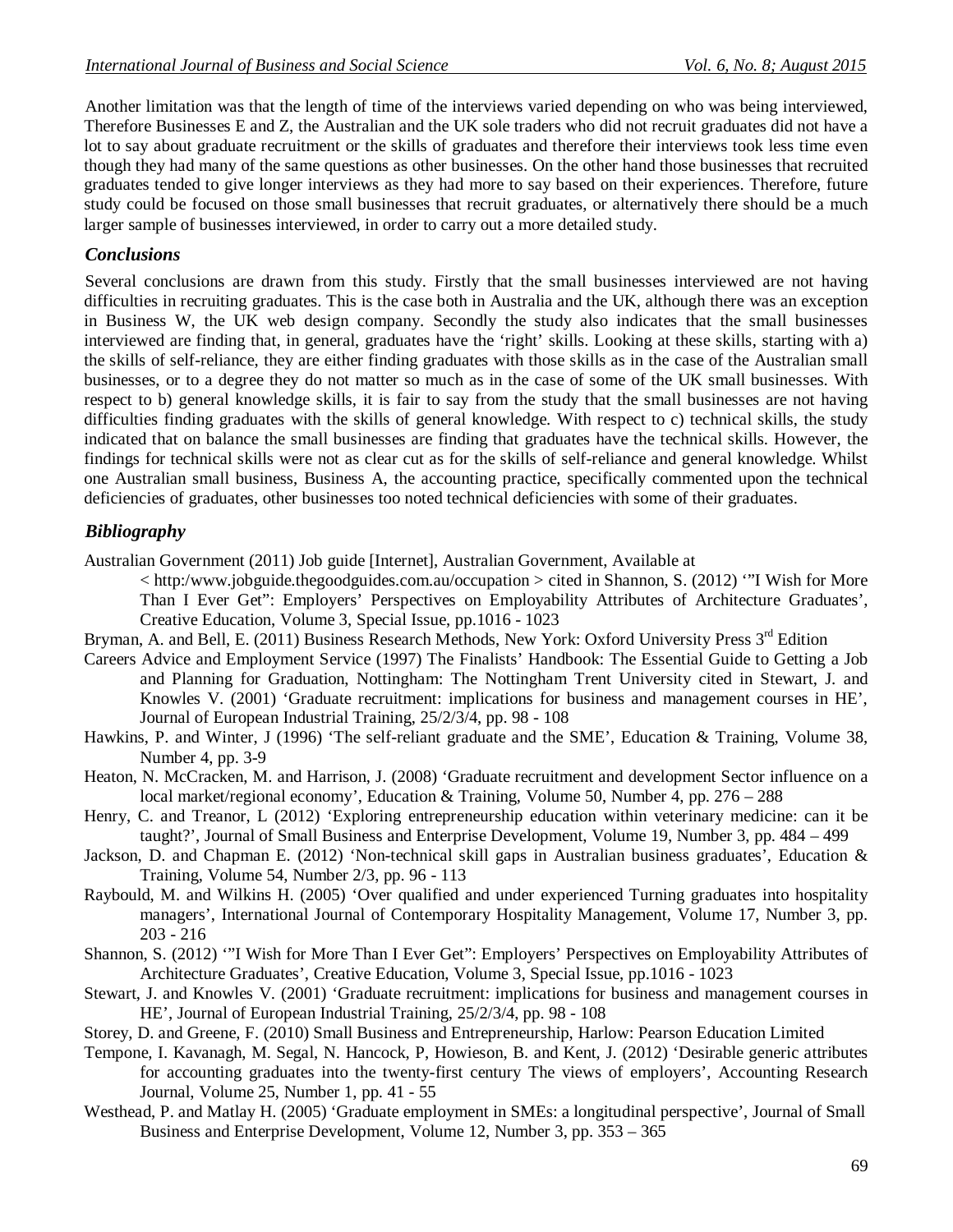Another limitation was that the length of time of the interviews varied depending on who was being interviewed, Therefore Businesses E and Z, the Australian and the UK sole traders who did not recruit graduates did not have a lot to say about graduate recruitment or the skills of graduates and therefore their interviews took less time even though they had many of the same questions as other businesses. On the other hand those businesses that recruited graduates tended to give longer interviews as they had more to say based on their experiences. Therefore, future study could be focused on those small businesses that recruit graduates, or alternatively there should be a much larger sample of businesses interviewed, in order to carry out a more detailed study.

## *Conclusions*

Several conclusions are drawn from this study. Firstly that the small businesses interviewed are not having difficulties in recruiting graduates. This is the case both in Australia and the UK, although there was an exception in Business W, the UK web design company. Secondly the study also indicates that the small businesses interviewed are finding that, in general, graduates have the 'right' skills. Looking at these skills, starting with a) the skills of self-reliance, they are either finding graduates with those skills as in the case of the Australian small businesses, or to a degree they do not matter so much as in the case of some of the UK small businesses. With respect to b) general knowledge skills, it is fair to say from the study that the small businesses are not having difficulties finding graduates with the skills of general knowledge. With respect to c) technical skills, the study indicated that on balance the small businesses are finding that graduates have the technical skills. However, the findings for technical skills were not as clear cut as for the skills of self-reliance and general knowledge. Whilst one Australian small business, Business A, the accounting practice, specifically commented upon the technical deficiencies of graduates, other businesses too noted technical deficiencies with some of their graduates.

## *Bibliography*

Australian Government (2011) Job guide [Internet], Australian Government, Available at < http:/www.jobguide.thegoodguides.com.au/occupation > cited in Shannon, S. (2012) '"I Wish for More Than I Ever Get": Employers' Perspectives on Employability Attributes of Architecture Graduates', Creative Education, Volume 3, Special Issue, pp.1016 - 1023

Bryman, A. and Bell, E. (2011) Business Research Methods, New York: Oxford University Press 3rd Edition

Careers Advice and Employment Service (1997) The Finalists' Handbook: The Essential Guide to Getting a Job and Planning for Graduation, Nottingham: The Nottingham Trent University cited in Stewart, J. and Knowles V. (2001) 'Graduate recruitment: implications for business and management courses in HE', Journal of European Industrial Training, 25/2/3/4, pp. 98 - 108

Hawkins, P. and Winter, J (1996) 'The self-reliant graduate and the SME', Education & Training, Volume 38, Number 4, pp. 3-9

Heaton, N. McCracken, M. and Harrison, J. (2008) 'Graduate recruitment and development Sector influence on a local market/regional economy', Education & Training, Volume 50, Number 4, pp. 276 – 288

Henry, C. and Treanor, L (2012) 'Exploring entrepreneurship education within veterinary medicine: can it be taught?', Journal of Small Business and Enterprise Development, Volume 19, Number 3, pp. 484 – 499

Jackson, D. and Chapman E. (2012) 'Non-technical skill gaps in Australian business graduates', Education & Training, Volume 54, Number 2/3, pp. 96 - 113

Raybould, M. and Wilkins H. (2005) 'Over qualified and under experienced Turning graduates into hospitality managers', International Journal of Contemporary Hospitality Management, Volume 17, Number 3, pp. 203 - 216

Shannon, S. (2012) '"I Wish for More Than I Ever Get": Employers' Perspectives on Employability Attributes of Architecture Graduates', Creative Education, Volume 3, Special Issue, pp.1016 - 1023

Stewart, J. and Knowles V. (2001) 'Graduate recruitment: implications for business and management courses in HE', Journal of European Industrial Training, 25/2/3/4, pp. 98 - 108

Storey, D. and Greene, F. (2010) Small Business and Entrepreneurship, Harlow: Pearson Education Limited

Tempone, I. Kavanagh, M. Segal, N. Hancock, P, Howieson, B. and Kent, J. (2012) 'Desirable generic attributes for accounting graduates into the twenty-first century The views of employers', Accounting Research Journal, Volume 25, Number 1, pp. 41 - 55

Westhead, P. and Matlay H. (2005) 'Graduate employment in SMEs: a longitudinal perspective', Journal of Small Business and Enterprise Development, Volume 12, Number 3, pp. 353 – 365